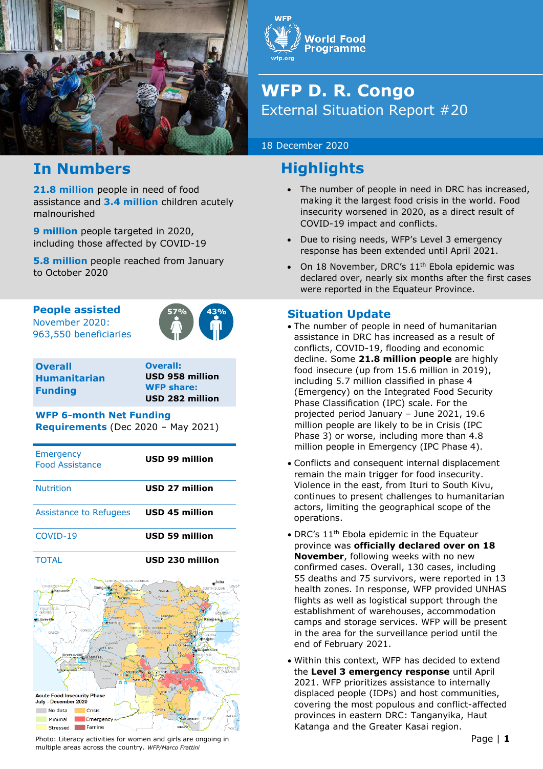# WFP D. R. Congo

## External Situation Report #20

18 December 2020

## In Numbers

**21.8 million** people in need of food assistance and **3.4 million** children acutely malnourished

**9 million** people targeted in 2020, including those affected by COVID-19

**5.8 million** people reached from January to October 2020

**People assisted**
November 2020:
963,550 beneficiaries

57% 43%

| Overall Humanitarian Funding | Overall: USD 958 million<br>WFP share: USD 282 million |
|---|---|

**WFP 6-month Net Funding Requirements** (Dec 2020 – May 2021)

| | |
|---|---|
| Emergency Food Assistance | **USD 99 million** |
| Nutrition | **USD 27 million** |
| Assistance to Refugees | **USD 45 million** |
| COVID-19 | **USD 59 million** |
| TOTAL | **USD 230 million** |

Acute Food Insecurity Phase
July - December 2020

No data, Minimal, Stressed, Crisis, Emergency, Famine

Photo: Literacy activities for women and girls are ongoing in multiple areas across the country. *WFP/Marco Frattini*

## Highlights

- The number of people in need in DRC has increased, making it the largest food crisis in the world. Food insecurity worsened in 2020, as a direct result of COVID-19 impact and conflicts.
- Due to rising needs, WFP's Level 3 emergency response has been extended until April 2021.
- On 18 November, DRC's 11th Ebola epidemic was declared over, nearly six months after the first cases were reported in the Equateur Province.

## Situation Update

- The number of people in need of humanitarian assistance in DRC has increased as a result of conflicts, COVID-19, flooding and economic decline. Some **21.8 million people** are highly food insecure (up from 15.6 million in 2019), including 5.7 million classified in phase 4 (Emergency) on the Integrated Food Security Phase Classification (IPC) scale. For the projected period January – June 2021, 19.6 million people are likely to be in Crisis (IPC Phase 3) or worse, including more than 4.8 million people in Emergency (IPC Phase 4).
- Conflicts and consequent internal displacement remain the main trigger for food insecurity. Violence in the east, from Ituri to South Kivu, continues to present challenges to humanitarian actors, limiting the geographical scope of the operations.
- DRC's 11th Ebola epidemic in the Equateur province was **officially declared over on 18 November**, following weeks with no new confirmed cases. Overall, 130 cases, including 55 deaths and 75 survivors, were reported in 13 health zones. In response, WFP provided UNHAS flights as well as logistical support through the establishment of warehouses, accommodation camps and storage services. WFP will be present in the area for the surveillance period until the end of February 2021.
- Within this context, WFP has decided to extend the **Level 3 emergency response** until April 2021. WFP prioritizes assistance to internally displaced people (IDPs) and host communities, covering the most populous and conflict-affected provinces in eastern DRC: Tanganyika, Haut Katanga and the Greater Kasai region.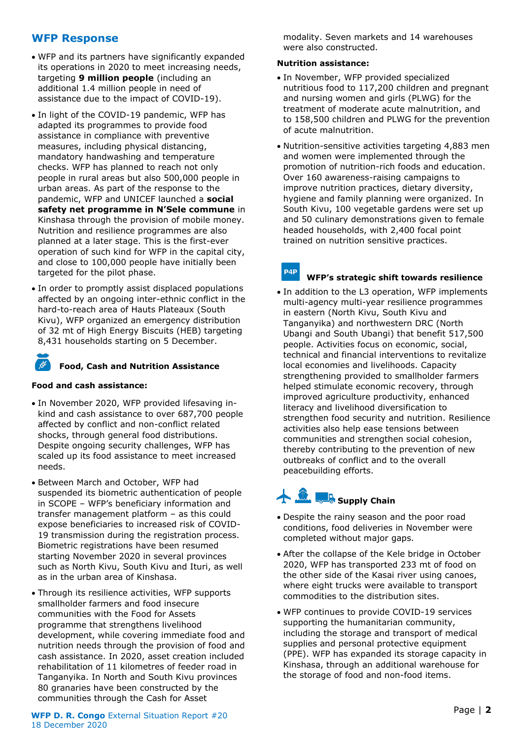## WFP Response

- WFP and its partners have significantly expanded its operations in 2020 to meet increasing needs, targeting **9 million people** (including an additional 1.4 million people in need of assistance due to the impact of COVID-19).
- In light of the COVID-19 pandemic, WFP has adapted its programmes to provide food assistance in compliance with preventive measures, including physical distancing, mandatory handwashing and temperature checks. WFP has planned to reach not only people in rural areas but also 500,000 people in urban areas. As part of the response to the pandemic, WFP and UNICEF launched a **social safety net programme in N'Sele commune** in Kinshasa through the provision of mobile money. Nutrition and resilience programmes are also planned at a later stage. This is the first-ever operation of such kind for WFP in the capital city, and close to 100,000 people have initially been targeted for the pilot phase.
- In order to promptly assist displaced populations affected by an ongoing inter-ethnic conflict in the hard-to-reach area of Hauts Plateaux (South Kivu), WFP organized an emergency distribution of 32 mt of High Energy Biscuits (HEB) targeting 8,431 households starting on 5 December.

### Food, Cash and Nutrition Assistance

**Food and cash assistance:**

- In November 2020, WFP provided lifesaving in-kind and cash assistance to over 687,700 people affected by conflict and non-conflict related shocks, through general food distributions. Despite ongoing security challenges, WFP has scaled up its food assistance to meet increased needs.
- Between March and October, WFP had suspended its biometric authentication of people in SCOPE – WFP's beneficiary information and transfer management platform – as this could expose beneficiaries to increased risk of COVID-19 transmission during the registration process. Biometric registrations have been resumed starting November 2020 in several provinces such as North Kivu, South Kivu and Ituri, as well as in the urban area of Kinshasa.
- Through its resilience activities, WFP supports smallholder farmers and food insecure communities with the Food for Assets programme that strengthens livelihood development, while covering immediate food and nutrition needs through the provision of food and cash assistance. In 2020, asset creation included rehabilitation of 11 kilometres of feeder road in Tanganyika. In North and South Kivu provinces 80 granaries have been constructed by the communities through the Cash for Asset modality. Seven markets and 14 warehouses were also constructed.

**Nutrition assistance:**

- In November, WFP provided specialized nutritious food to 117,200 children and pregnant and nursing women and girls (PLWG) for the treatment of moderate acute malnutrition, and to 158,500 children and PLWG for the prevention of acute malnutrition.
- Nutrition-sensitive activities targeting 4,883 men and women were implemented through the promotion of nutrition-rich foods and education. Over 160 awareness-raising campaigns to improve nutrition practices, dietary diversity, hygiene and family planning were organized. In South Kivu, 100 vegetable gardens were set up and 50 culinary demonstrations given to female headed households, with 2,400 focal point trained on nutrition sensitive practices.

### WFP's strategic shift towards resilience

- In addition to the L3 operation, WFP implements multi-agency multi-year resilience programmes in eastern (North Kivu, South Kivu and Tanganyika) and northwestern DRC (North Ubangi and South Ubangi) that benefit 517,500 people. Activities focus on economic, social, technical and financial interventions to revitalize local economies and livelihoods. Capacity strengthening provided to smallholder farmers helped stimulate economic recovery, through improved agriculture productivity, enhanced literacy and livelihood diversification to strengthen food security and nutrition. Resilience activities also help ease tensions between communities and strengthen social cohesion, thereby contributing to the prevention of new outbreaks of conflict and to the overall peacebuilding efforts.

### Supply Chain

- Despite the rainy season and the poor road conditions, food deliveries in November were completed without major gaps.
- After the collapse of the Kele bridge in October 2020, WFP has transported 233 mt of food on the other side of the Kasai river using canoes, where eight trucks were available to transport commodities to the distribution sites.
- WFP continues to provide COVID-19 services supporting the humanitarian community, including the storage and transport of medical supplies and personal protective equipment (PPE). WFP has expanded its storage capacity in Kinshasa, through an additional warehouse for the storage of food and non-food items.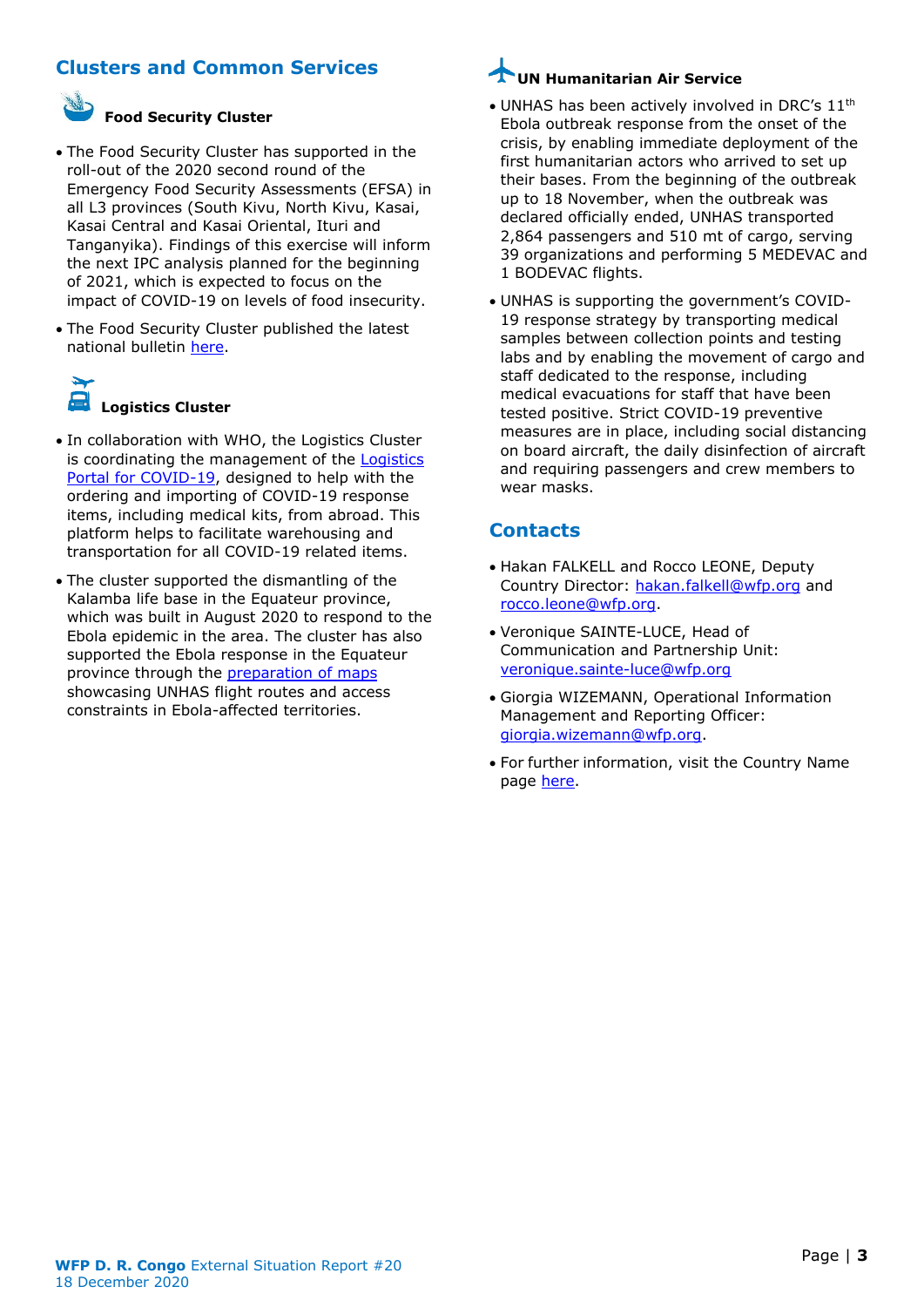## Clusters and Common Services

### Food Security Cluster

- The Food Security Cluster has supported in the roll-out of the 2020 second round of the Emergency Food Security Assessments (EFSA) in all L3 provinces (South Kivu, North Kivu, Kasai, Kasai Central and Kasai Oriental, Ituri and Tanganyika). Findings of this exercise will inform the next IPC analysis planned for the beginning of 2021, which is expected to focus on the impact of COVID-19 on levels of food insecurity.
- The Food Security Cluster published the latest national bulletin here.

### Logistics Cluster

- In collaboration with WHO, the Logistics Cluster is coordinating the management of the Logistics Portal for COVID-19, designed to help with the ordering and importing of COVID-19 response items, including medical kits, from abroad. This platform helps to facilitate warehousing and transportation for all COVID-19 related items.
- The cluster supported the dismantling of the Kalamba life base in the Equateur province, which was built in August 2020 to respond to the Ebola epidemic in the area. The cluster has also supported the Ebola response in the Equateur province through the preparation of maps showcasing UNHAS flight routes and access constraints in Ebola-affected territories.

### UN Humanitarian Air Service

- UNHAS has been actively involved in DRC's 11th Ebola outbreak response from the onset of the crisis, by enabling immediate deployment of the first humanitarian actors who arrived to set up their bases. From the beginning of the outbreak up to 18 November, when the outbreak was declared officially ended, UNHAS transported 2,864 passengers and 510 mt of cargo, serving 39 organizations and performing 5 MEDEVAC and 1 BODEVAC flights.
- UNHAS is supporting the government's COVID-19 response strategy by transporting medical samples between collection points and testing labs and by enabling the movement of cargo and staff dedicated to the response, including medical evacuations for staff that have been tested positive. Strict COVID-19 preventive measures are in place, including social distancing on board aircraft, the daily disinfection of aircraft and requiring passengers and crew members to wear masks.

## Contacts

- Hakan FALKELL and Rocco LEONE, Deputy Country Director: hakan.falkell@wfp.org and rocco.leone@wfp.org.
- Veronique SAINTE-LUCE, Head of Communication and Partnership Unit: veronique.sainte-luce@wfp.org
- Giorgia WIZEMANN, Operational Information Management and Reporting Officer: giorgia.wizemann@wfp.org.
- For further information, visit the Country Name page here.